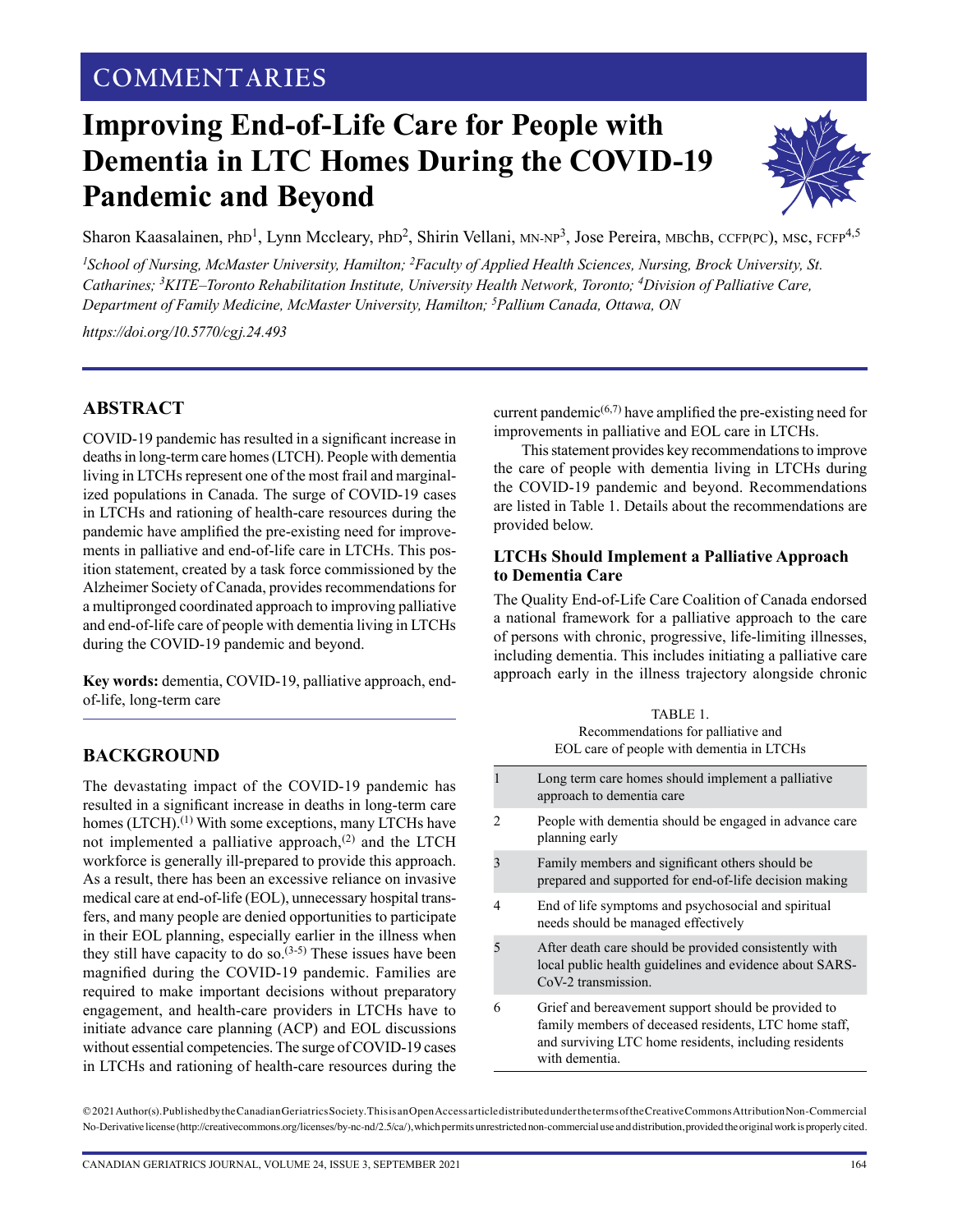COMMENTARIES

# Improving End-of-Life Care for People with Dementia in LTC Homes During the COVID-19 Pandemic and Beyond

Sharon Kaasalainen, PhD[1], Lynn Mccleary, PhD[2], Shirin Vellani, MN-NP[3], Jose Pereira, MBChB, CCFP(PC), MSc, FCFP[4,5]

[1]School of Nursing, McMaster University, Hamilton; [2]Faculty of Applied Health Sciences, Nursing, Brock University, St. Catharines; [3]KITE–Toronto Rehabilitation Institute, University Health Network, Toronto; [4]Division of Palliative Care, Department of Family Medicine, McMaster University, Hamilton; [5]Pallium Canada, Ottawa, ON

https://doi.org/10.5770/cgj.24.493

## ABSTRACT

COVID-19 pandemic has resulted in a significant increase in deaths in long-term care homes (LTCH). People with dementia living in LTCHs represent one of the most frail and marginalized populations in Canada. The surge of COVID-19 cases in LTCHs and rationing of health-care resources during the pandemic have amplified the pre-existing need for improvements in palliative and end-of-life care in LTCHs. This position statement, created by a task force commissioned by the Alzheimer Society of Canada, provides recommendations for a multipronged coordinated approach to improving palliative and end-of-life care of people with dementia living in LTCHs during the COVID-19 pandemic and beyond.

**Key words:** dementia, COVID-19, palliative approach, end-of-life, long-term care

## BACKGROUND

The devastating impact of the COVID-19 pandemic has resulted in a significant increase in deaths in long-term care homes (LTCH).[1] With some exceptions, many LTCHs have not implemented a palliative approach,[2] and the LTCH workforce is generally ill-prepared to provide this approach. As a result, there has been an excessive reliance on invasive medical care at end-of-life (EOL), unnecessary hospital transfers, and many people are denied opportunities to participate in their EOL planning, especially earlier in the illness when they still have capacity to do so.[3-5] These issues have been magnified during the COVID-19 pandemic. Families are required to make important decisions without preparatory engagement, and health-care providers in LTCHs have to initiate advance care planning (ACP) and EOL discussions without essential competencies. The surge of COVID-19 cases in LTCHs and rationing of health-care resources during the current pandemic[6,7] have amplified the pre-existing need for improvements in palliative and EOL care in LTCHs.

This statement provides key recommendations to improve the care of people with dementia living in LTCHs during the COVID-19 pandemic and beyond. Recommendations are listed in Table 1. Details about the recommendations are provided below.

### LTCHs Should Implement a Palliative Approach to Dementia Care

The Quality End-of-Life Care Coalition of Canada endorsed a national framework for a palliative approach to the care of persons with chronic, progressive, life-limiting illnesses, including dementia. This includes initiating a palliative care approach early in the illness trajectory alongside chronic

TABLE 1.
Recommendations for palliative and EOL care of people with dementia in LTCHs

| | |
|---|---|
| 1 | Long term care homes should implement a palliative approach to dementia care |
| 2 | People with dementia should be engaged in advance care planning early |
| 3 | Family members and significant others should be prepared and supported for end-of-life decision making |
| 4 | End of life symptoms and psychosocial and spiritual needs should be managed effectively |
| 5 | After death care should be provided consistently with local public health guidelines and evidence about SARS-CoV-2 transmission. |
| 6 | Grief and bereavement support should be provided to family members of deceased residents, LTC home staff, and surviving LTC home residents, including residents with dementia. |

© 2021 Author(s). Published by the Canadian Geriatrics Society. This is an Open Access article distributed under the terms of the Creative Commons Attribution Non-Commercial No-Derivative license (http://creativecommons.org/licenses/by-nc-nd/2.5/ca/), which permits unrestricted non-commercial use and distribution, provided the original work is properly cited.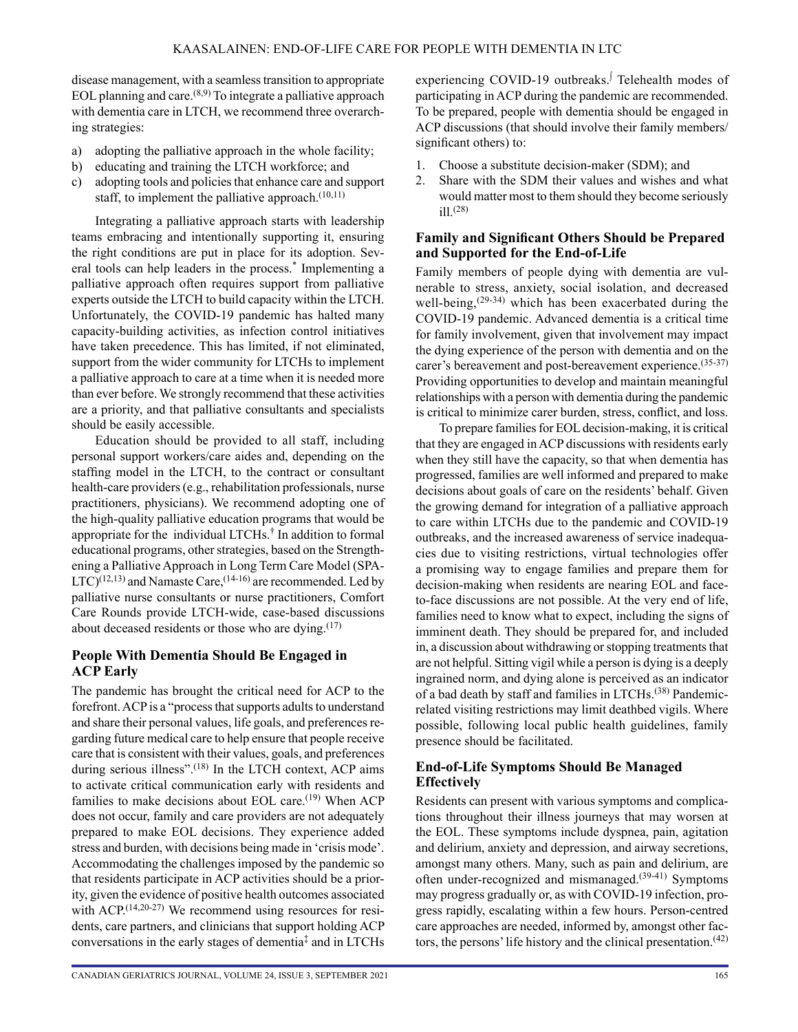disease management, with a seamless transition to appropriate EOL planning and care.[8,9] To integrate a palliative approach with dementia care in LTCH, we recommend three overarching strategies:

a) adopting the palliative approach in the whole facility;
b) educating and training the LTCH workforce; and
c) adopting tools and policies that enhance care and support staff, to implement the palliative approach.[10,11)

Integrating a palliative approach starts with leadership teams embracing and intentionally supporting it, ensuring the right conditions are put in place for its adoption. Several tools can help leaders in the process.* Implementing a palliative approach often requires support from palliative experts outside the LTCH to build capacity within the LTCH. Unfortunately, the COVID-19 pandemic has halted many capacity-building activities, as infection control initiatives have taken precedence. This has limited, if not eliminated, support from the wider community for LTCHs to implement a palliative approach to care at a time when it is needed more than ever before. We strongly recommend that these activities are a priority, and that palliative consultants and specialists should be easily accessible.

Education should be provided to all staff, including personal support workers/care aides and, depending on the staffing model in the LTCH, to the contract or consultant health-care providers (e.g., rehabilitation professionals, nurse practitioners, physicians). We recommend adopting one of the high-quality palliative education programs that would be appropriate for the individual LTCHs.† In addition to formal educational programs, other strategies, based on the Strengthening a Palliative Approach in Long Term Care Model (SPA-LTC)[12,13] and Namaste Care,[14-16] are recommended. Led by palliative nurse consultants or nurse practitioners, Comfort Care Rounds provide LTCH-wide, case-based discussions about deceased residents or those who are dying.[17]

## People With Dementia Should Be Engaged in ACP Early

The pandemic has brought the critical need for ACP to the forefront. ACP is a "process that supports adults to understand and share their personal values, life goals, and preferences regarding future medical care to help ensure that people receive care that is consistent with their values, goals, and preferences during serious illness".[18] In the LTCH context, ACP aims to activate critical communication early with residents and families to make decisions about EOL care.[19] When ACP does not occur, family and care providers are not adequately prepared to make EOL decisions. They experience added stress and burden, with decisions being made in 'crisis mode'. Accommodating the challenges imposed by the pandemic so that residents participate in ACP activities should be a priority, given the evidence of positive health outcomes associated with ACP.[14,20-27] We recommend using resources for residents, care partners, and clinicians that support holding ACP conversations in the early stages of dementia‡ and in LTCHs experiencing COVID-19 outbreaks.∫ Telehealth modes of participating in ACP during the pandemic are recommended. To be prepared, people with dementia should be engaged in ACP discussions (that should involve their family members/significant others) to:

1. Choose a substitute decision-maker (SDM); and
2. Share with the SDM their values and wishes and what would matter most to them should they become seriously ill.[28]

## Family and Significant Others Should be Prepared and Supported for the End-of-Life

Family members of people dying with dementia are vulnerable to stress, anxiety, social isolation, and decreased well-being,[29-34] which has been exacerbated during the COVID-19 pandemic. Advanced dementia is a critical time for family involvement, given that involvement may impact the dying experience of the person with dementia and on the carer's bereavement and post-bereavement experience.[35-37] Providing opportunities to develop and maintain meaningful relationships with a person with dementia during the pandemic is critical to minimize carer burden, stress, conflict, and loss.

To prepare families for EOL decision-making, it is critical that they are engaged in ACP discussions with residents early when they still have the capacity, so that when dementia has progressed, families are well informed and prepared to make decisions about goals of care on the residents' behalf. Given the growing demand for integration of a palliative approach to care within LTCHs due to the pandemic and COVID-19 outbreaks, and the increased awareness of service inadequacies due to visiting restrictions, virtual technologies offer a promising way to engage families and prepare them for decision-making when residents are nearing EOL and face-to-face discussions are not possible. At the very end of life, families need to know what to expect, including the signs of imminent death. They should be prepared for, and included in, a discussion about withdrawing or stopping treatments that are not helpful. Sitting vigil while a person is dying is a deeply ingrained norm, and dying alone is perceived as an indicator of a bad death by staff and families in LTCHs.[38] Pandemic-related visiting restrictions may limit deathbed vigils. Where possible, following local public health guidelines, family presence should be facilitated.

## End-of-Life Symptoms Should Be Managed Effectively

Residents can present with various symptoms and complications throughout their illness journeys that may worsen at the EOL. These symptoms include dyspnea, pain, agitation and delirium, anxiety and depression, and airway secretions, amongst many others. Many, such as pain and delirium, are often under-recognized and mismanaged.[39-41] Symptoms may progress gradually or, as with COVID-19 infection, progress rapidly, escalating within a few hours. Person-centred care approaches are needed, informed by, amongst other factors, the persons' life history and the clinical presentation.[42]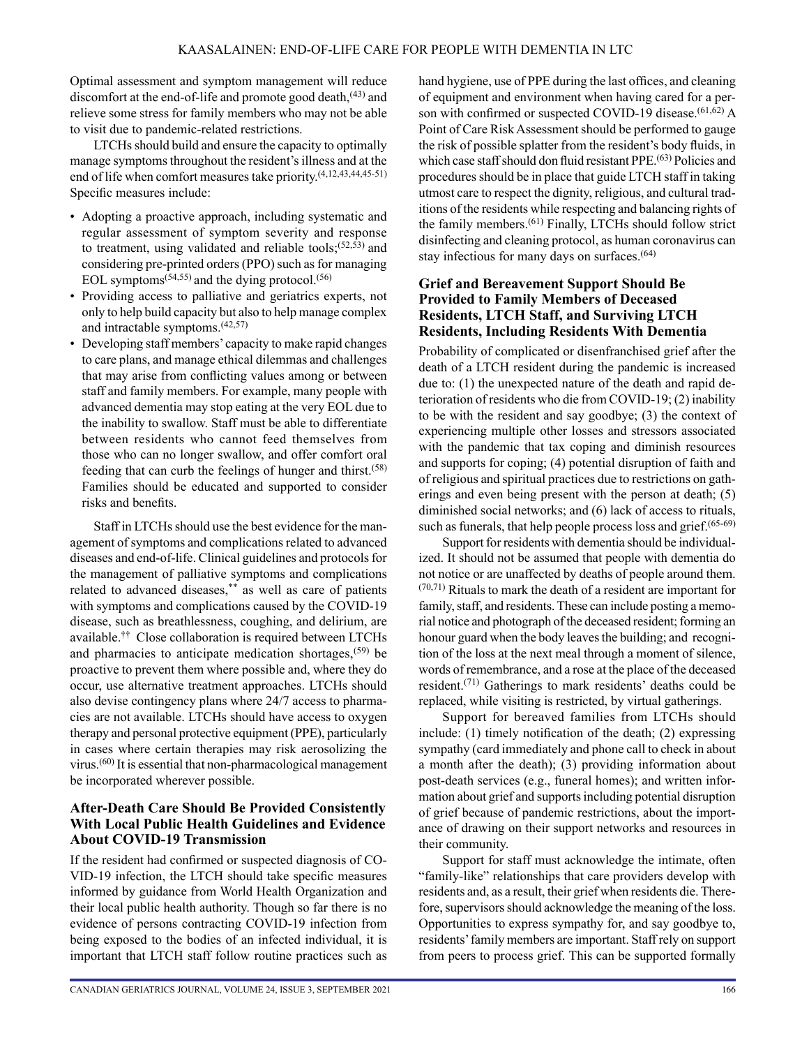Optimal assessment and symptom management will reduce discomfort at the end-of-life and promote good death,[43] and relieve some stress for family members who may not be able to visit due to pandemic-related restrictions.

LTCHs should build and ensure the capacity to optimally manage symptoms throughout the resident's illness and at the end of life when comfort measures take priority.[4,12,43,44,45-51] Specific measures include:

- Adopting a proactive approach, including systematic and regular assessment of symptom severity and response to treatment, using validated and reliable tools;[52,53] and considering pre-printed orders (PPO) such as for managing EOL symptoms[54,55] and the dying protocol.[56]
- Providing access to palliative and geriatrics experts, not only to help build capacity but also to help manage complex and intractable symptoms.[42,57]
- Developing staff members' capacity to make rapid changes to care plans, and manage ethical dilemmas and challenges that may arise from conflicting values among or between staff and family members. For example, many people with advanced dementia may stop eating at the very EOL due to the inability to swallow. Staff must be able to differentiate between residents who cannot feed themselves from those who can no longer swallow, and offer comfort oral feeding that can curb the feelings of hunger and thirst.[58] Families should be educated and supported to consider risks and benefits.

Staff in LTCHs should use the best evidence for the management of symptoms and complications related to advanced diseases and end-of-life. Clinical guidelines and protocols for the management of palliative symptoms and complications related to advanced diseases,[**] as well as care of patients with symptoms and complications caused by the COVID-19 disease, such as breathlessness, coughing, and delirium, are available.[††] Close collaboration is required between LTCHs and pharmacies to anticipate medication shortages,[59] be proactive to prevent them where possible and, where they do occur, use alternative treatment approaches. LTCHs should also devise contingency plans where 24/7 access to pharmacies are not available. LTCHs should have access to oxygen therapy and personal protective equipment (PPE), particularly in cases where certain therapies may risk aerosolizing the virus.[60] It is essential that non-pharmacological management be incorporated wherever possible.

### After-Death Care Should Be Provided Consistently With Local Public Health Guidelines and Evidence About COVID-19 Transmission

If the resident had confirmed or suspected diagnosis of COVID-19 infection, the LTCH should take specific measures informed by guidance from World Health Organization and their local public health authority. Though so far there is no evidence of persons contracting COVID-19 infection from being exposed to the bodies of an infected individual, it is important that LTCH staff follow routine practices such as hand hygiene, use of PPE during the last offices, and cleaning of equipment and environment when having cared for a person with confirmed or suspected COVID-19 disease.[61,62] A Point of Care Risk Assessment should be performed to gauge the risk of possible splatter from the resident's body fluids, in which case staff should don fluid resistant PPE.[63] Policies and procedures should be in place that guide LTCH staff in taking utmost care to respect the dignity, religious, and cultural traditions of the residents while respecting and balancing rights of the family members.[61] Finally, LTCHs should follow strict disinfecting and cleaning protocol, as human coronavirus can stay infectious for many days on surfaces.[64]

### Grief and Bereavement Support Should Be Provided to Family Members of Deceased Residents, LTCH Staff, and Surviving LTCH Residents, Including Residents With Dementia

Probability of complicated or disenfranchised grief after the death of a LTCH resident during the pandemic is increased due to: (1) the unexpected nature of the death and rapid deterioration of residents who die from COVID-19; (2) inability to be with the resident and say goodbye; (3) the context of experiencing multiple other losses and stressors associated with the pandemic that tax coping and diminish resources and supports for coping; (4) potential disruption of faith and of religious and spiritual practices due to restrictions on gatherings and even being present with the person at death; (5) diminished social networks; and (6) lack of access to rituals, such as funerals, that help people process loss and grief.[65-69]

Support for residents with dementia should be individualized. It should not be assumed that people with dementia do not notice or are unaffected by deaths of people around them.[70,71] Rituals to mark the death of a resident are important for family, staff, and residents. These can include posting a memorial notice and photograph of the deceased resident; forming an honour guard when the body leaves the building; and recognition of the loss at the next meal through a moment of silence, words of remembrance, and a rose at the place of the deceased resident.[71] Gatherings to mark residents' deaths could be replaced, while visiting is restricted, by virtual gatherings.

Support for bereaved families from LTCHs should include: (1) timely notification of the death; (2) expressing sympathy (card immediately and phone call to check in about a month after the death); (3) providing information about post-death services (e.g., funeral homes); and written information about grief and supports including potential disruption of grief because of pandemic restrictions, about the importance of drawing on their support networks and resources in their community.

Support for staff must acknowledge the intimate, often "family-like" relationships that care providers develop with residents and, as a result, their grief when residents die. Therefore, supervisors should acknowledge the meaning of the loss. Opportunities to express sympathy for, and say goodbye to, residents' family members are important. Staff rely on support from peers to process grief. This can be supported formally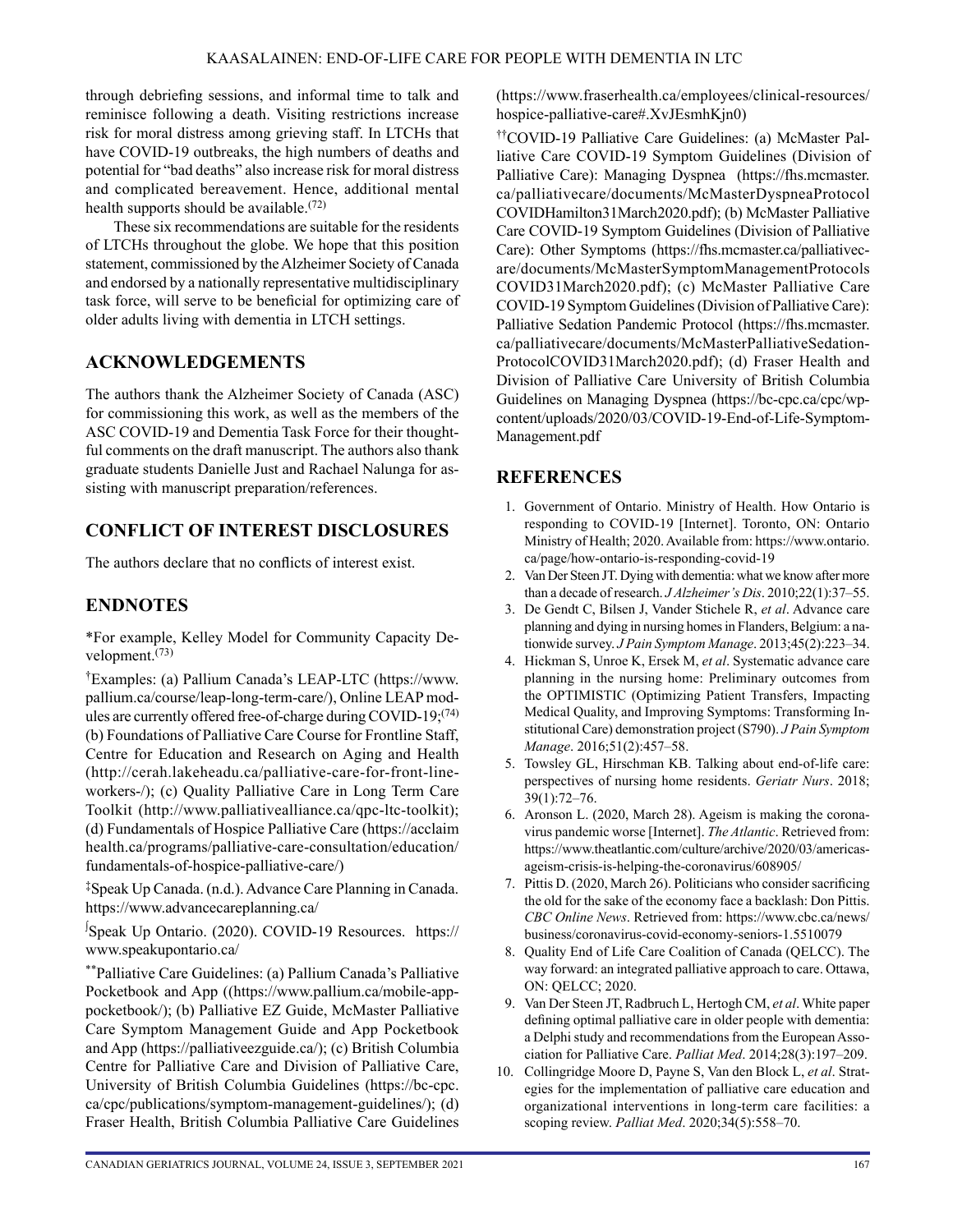through debriefing sessions, and informal time to talk and reminisce following a death. Visiting restrictions increase risk for moral distress among grieving staff. In LTCHs that have COVID-19 outbreaks, the high numbers of deaths and potential for "bad deaths" also increase risk for moral distress and complicated bereavement. Hence, additional mental health supports should be available.[72]

These six recommendations are suitable for the residents of LTCHs throughout the globe. We hope that this position statement, commissioned by the Alzheimer Society of Canada and endorsed by a nationally representative multidisciplinary task force, will serve to be beneficial for optimizing care of older adults living with dementia in LTCH settings.

## ACKNOWLEDGEMENTS

The authors thank the Alzheimer Society of Canada (ASC) for commissioning this work, as well as the members of the ASC COVID-19 and Dementia Task Force for their thoughtful comments on the draft manuscript. The authors also thank graduate students Danielle Just and Rachael Nalunga for assisting with manuscript preparation/references.

## CONFLICT OF INTEREST DISCLOSURES

The authors declare that no conflicts of interest exist.

## ENDNOTES

*For example, Kelley Model for Community Capacity Development.[73]

†Examples: (a) Pallium Canada's LEAP-LTC (https://www.pallium.ca/course/leap-long-term-care/), Online LEAP modules are currently offered free-of-charge during COVID-19;[74] (b) Foundations of Palliative Care Course for Frontline Staff, Centre for Education and Research on Aging and Health (http://cerah.lakeheadu.ca/palliative-care-for-front-line-workers-/); (c) Quality Palliative Care in Long Term Care Toolkit (http://www.palliativealliance.ca/qpc-ltc-toolkit); (d) Fundamentals of Hospice Palliative Care (https://acclaimhealth.ca/programs/palliative-care-consultation/education/fundamentals-of-hospice-palliative-care/)

‡Speak Up Canada. (n.d.). Advance Care Planning in Canada. https://www.advancecareplanning.ca/

∫Speak Up Ontario. (2020). COVID-19 Resources. https://www.speakupontario.ca/

**Palliative Care Guidelines: (a) Pallium Canada's Palliative Pocketbook and App ((https://www.pallium.ca/mobile-app-pocketbook/); (b) Palliative EZ Guide, McMaster Palliative Care Symptom Management Guide and App Pocketbook and App (https://palliativeezguide.ca/); (c) British Columbia Centre for Palliative Care and Division of Palliative Care, University of British Columbia Guidelines (https://bc-cpc.ca/cpc/publications/symptom-management-guidelines/); (d) Fraser Health, British Columbia Palliative Care Guidelines (https://www.fraserhealth.ca/employees/clinical-resources/hospice-palliative-care#.XvJEsmhKjn0)

††COVID-19 Palliative Care Guidelines: (a) McMaster Palliative Care COVID-19 Symptom Guidelines (Division of Palliative Care): Managing Dyspnea (https://fhs.mcmaster.ca/palliativecare/documents/McMasterDyspneaProtocolCOVIDHamilton31March2020.pdf); (b) McMaster Palliative Care COVID-19 Symptom Guidelines (Division of Palliative Care): Other Symptoms (https://fhs.mcmaster.ca/palliativecare/documents/McMasterSymptomManagementProtocolsCOVID31March2020.pdf); (c) McMaster Palliative Care COVID-19 Symptom Guidelines (Division of Palliative Care): Palliative Sedation Pandemic Protocol (https://fhs.mcmaster.ca/palliativecare/documents/McMasterPalliativeSedationProtocolCOVID31March2020.pdf); (d) Fraser Health and Division of Palliative Care University of British Columbia Guidelines on Managing Dyspnea (https://bc-cpc.ca/cpc/wp-content/uploads/2020/03/COVID-19-End-of-Life-Symptom-Management.pdf

## REFERENCES

1. Government of Ontario. Ministry of Health. How Ontario is responding to COVID-19 [Internet]. Toronto, ON: Ontario Ministry of Health; 2020. Available from: https://www.ontario.ca/page/how-ontario-is-responding-covid-19
2. Van Der Steen JT. Dying with dementia: what we know after more than a decade of research. *J Alzheimer's Dis*. 2010;22(1):37–55.
3. De Gendt C, Bilsen J, Vander Stichele R, *et al*. Advance care planning and dying in nursing homes in Flanders, Belgium: a nationwide survey. *J Pain Symptom Manage*. 2013;45(2):223–34.
4. Hickman S, Unroe K, Ersek M, *et al*. Systematic advance care planning in the nursing home: Preliminary outcomes from the OPTIMISTIC (Optimizing Patient Transfers, Impacting Medical Quality, and Improving Symptoms: Transforming Institutional Care) demonstration project (S790). *J Pain Symptom Manage*. 2016;51(2):457–58.
5. Towsley GL, Hirschman KB. Talking about end-of-life care: perspectives of nursing home residents. *Geriatr Nurs*. 2018; 39(1):72–76.
6. Aronson L. (2020, March 28). Ageism is making the coronavirus pandemic worse [Internet]. *The Atlantic*. Retrieved from: https://www.theatlantic.com/culture/archive/2020/03/americas-ageism-crisis-is-helping-the-coronavirus/608905/
7. Pittis D. (2020, March 26). Politicians who consider sacrificing the old for the sake of the economy face a backlash: Don Pittis. *CBC Online News*. Retrieved from: https://www.cbc.ca/news/business/coronavirus-covid-economy-seniors-1.5510079
8. Quality End of Life Care Coalition of Canada (QELCC). The way forward: an integrated palliative approach to care. Ottawa, ON: QELCC; 2020.
9. Van Der Steen JT, Radbruch L, Hertogh CM, *et al*. White paper defining optimal palliative care in older people with dementia: a Delphi study and recommendations from the European Association for Palliative Care. *Palliat Med*. 2014;28(3):197–209.
10. Collingridge Moore D, Payne S, Van den Block L, *et al*. Strategies for the implementation of palliative care education and organizational interventions in long-term care facilities: a scoping review. *Palliat Med*. 2020;34(5):558–70.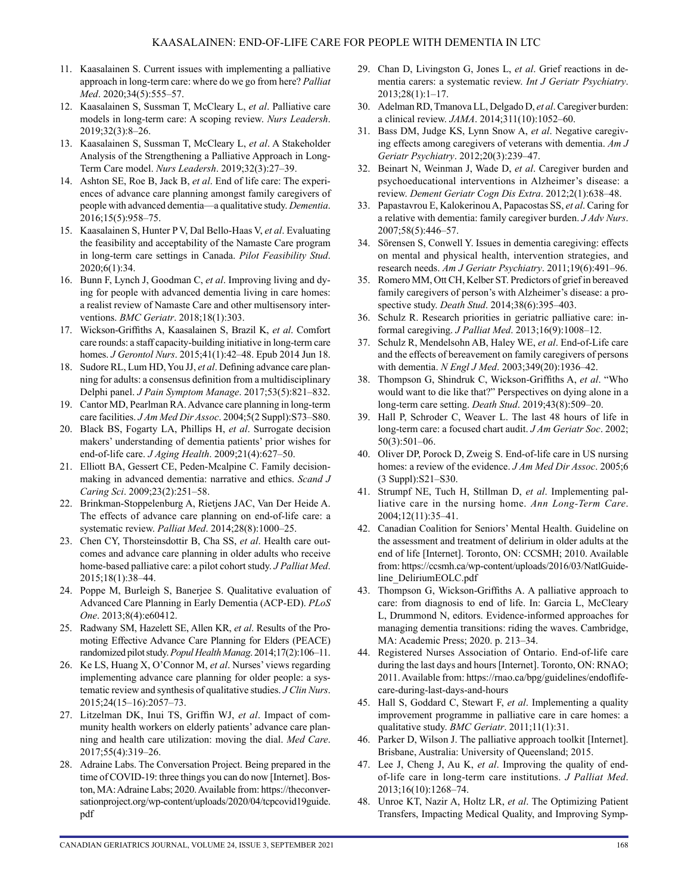11. Kaasalainen S. Current issues with implementing a palliative approach in long-term care: where do we go from here? *Palliat Med*. 2020;34(5):555–57.
12. Kaasalainen S, Sussman T, McCleary L, *et al*. Palliative care models in long-term care: A scoping review. *Nurs Leadersh*. 2019;32(3):8–26.
13. Kaasalainen S, Sussman T, McCleary L, *et al*. A Stakeholder Analysis of the Strengthening a Palliative Approach in Long-Term Care model. *Nurs Leadersh*. 2019;32(3):27–39.
14. Ashton SE, Roe B, Jack B, *et al*. End of life care: The experiences of advance care planning amongst family caregivers of people with advanced dementia—a qualitative study. *Dementia*. 2016;15(5):958–75.
15. Kaasalainen S, Hunter P V, Dal Bello-Haas V, *et al*. Evaluating the feasibility and acceptability of the Namaste Care program in long-term care settings in Canada. *Pilot Feasibility Stud*. 2020;6(1):34.
16. Bunn F, Lynch J, Goodman C, *et al*. Improving living and dying for people with advanced dementia living in care homes: a realist review of Namaste Care and other multisensory interventions. *BMC Geriatr*. 2018;18(1):303.
17. Wickson-Griffiths A, Kaasalainen S, Brazil K, *et al*. Comfort care rounds: a staff capacity-building initiative in long-term care homes. *J Gerontol Nurs*. 2015;41(1):42–48. Epub 2014 Jun 18.
18. Sudore RL, Lum HD, You JJ, *et al*. Defining advance care planning for adults: a consensus definition from a multidisciplinary Delphi panel. *J Pain Symptom Manage*. 2017;53(5):821–832.
19. Cantor MD, Pearlman RA. Advance care planning in long-term care facilities. *J Am Med Dir Assoc*. 2004;5(2 Suppl):S73–S80.
20. Black BS, Fogarty LA, Phillips H, *et al*. Surrogate decision makers' understanding of dementia patients' prior wishes for end-of-life care. *J Aging Health*. 2009;21(4):627–50.
21. Elliott BA, Gessert CE, Peden-Mcalpine C. Family decision-making in advanced dementia: narrative and ethics. *Scand J Caring Sci*. 2009;23(2):251–58.
22. Brinkman-Stoppelenburg A, Rietjens JAC, Van Der Heide A. The effects of advance care planning on end-of-life care: a systematic review. *Palliat Med*. 2014;28(8):1000–25.
23. Chen CY, Thorsteinsdottir B, Cha SS, *et al*. Health care outcomes and advance care planning in older adults who receive home-based palliative care: a pilot cohort study. *J Palliat Med*. 2015;18(1):38–44.
24. Poppe M, Burleigh S, Banerjee S. Qualitative evaluation of Advanced Care Planning in Early Dementia (ACP-ED). *PLoS One*. 2013;8(4):e60412.
25. Radwany SM, Hazelett SE, Allen KR, *et al*. Results of the Promoting Effective Advance Care Planning for Elders (PEACE) randomized pilot study. *Popul Health Manag*. 2014;17(2):106–11.
26. Ke LS, Huang X, O'Connor M, *et al*. Nurses' views regarding implementing advance care planning for older people: a systematic review and synthesis of qualitative studies. *J Clin Nurs*. 2015;24(15–16):2057–73.
27. Litzelman DK, Inui TS, Griffin WJ, *et al*. Impact of community health workers on elderly patients' advance care planning and health care utilization: moving the dial. *Med Care*. 2017;55(4):319–26.
28. Adraine Labs. The Conversation Project. Being prepared in the time of COVID-19: three things you can do now [Internet]. Boston, MA: Adraine Labs; 2020. Available from: https://theconversationproject.org/wp-content/uploads/2020/04/tcpcovid19guide.pdf
29. Chan D, Livingston G, Jones L, *et al*. Grief reactions in dementia carers: a systematic review. *Int J Geriatr Psychiatry*. 2013;28(1):1–17.
30. Adelman RD, Tmanova LL, Delgado D, *et al*. Caregiver burden: a clinical review. *JAMA*. 2014;311(10):1052–60.
31. Bass DM, Judge KS, Lynn Snow A, *et al*. Negative caregiving effects among caregivers of veterans with dementia. *Am J Geriatr Psychiatry*. 2012;20(3):239–47.
32. Beinart N, Weinman J, Wade D, *et al*. Caregiver burden and psychoeducational interventions in Alzheimer's disease: a review. *Dement Geriatr Cogn Dis Extra*. 2012;2(1):638–48.
33. Papastavrou E, Kalokerinou A, Papacostas SS, *et al*. Caring for a relative with dementia: family caregiver burden. *J Adv Nurs*. 2007;58(5):446–57.
34. Sörensen S, Conwell Y. Issues in dementia caregiving: effects on mental and physical health, intervention strategies, and research needs. *Am J Geriatr Psychiatry*. 2011;19(6):491–96.
35. Romero MM, Ott CH, Kelber ST. Predictors of grief in bereaved family caregivers of person's with Alzheimer's disease: a prospective study. *Death Stud*. 2014;38(6):395–403.
36. Schulz R. Research priorities in geriatric palliative care: informal caregiving. *J Palliat Med*. 2013;16(9):1008–12.
37. Schulz R, Mendelsohn AB, Haley WE, *et al*. End-of-Life care and the effects of bereavement on family caregivers of persons with dementia. *N Engl J Med*. 2003;349(20):1936–42.
38. Thompson G, Shindruk C, Wickson-Griffiths A, *et al*. "Who would want to die like that?" Perspectives on dying alone in a long-term care setting. *Death Stud*. 2019;43(8):509–20.
39. Hall P, Schroder C, Weaver L. The last 48 hours of life in long-term care: a focused chart audit. *J Am Geriatr Soc*. 2002; 50(3):501–06.
40. Oliver DP, Porock D, Zweig S. End-of-life care in US nursing homes: a review of the evidence. *J Am Med Dir Assoc*. 2005;6 (3 Suppl):S21–S30.
41. Strumpf NE, Tuch H, Stillman D, *et al*. Implementing palliative care in the nursing home. *Ann Long-Term Care*. 2004;12(11):35–41.
42. Canadian Coalition for Seniors' Mental Health. Guideline on the assessment and treatment of delirium in older adults at the end of life [Internet]. Toronto, ON: CCSMH; 2010. Available from: https://ccsmh.ca/wp-content/uploads/2016/03/NatlGuideline_DeliriumEOLC.pdf
43. Thompson G, Wickson-Griffiths A. A palliative approach to care: from diagnosis to end of life. In: Garcia L, McCleary L, Drummond N, editors. Evidence-informed approaches for managing dementia transitions: riding the waves. Cambridge, MA: Academic Press; 2020. p. 213–34.
44. Registered Nurses Association of Ontario. End-of-life care during the last days and hours [Internet]. Toronto, ON: RNAO; 2011. Available from: https://rnao.ca/bpg/guidelines/endoflifecare-during-last-days-and-hours
45. Hall S, Goddard C, Stewart F, *et al*. Implementing a quality improvement programme in palliative care in care homes: a qualitative study. *BMC Geriatr*. 2011;11(1):31.
46. Parker D, Wilson J. The palliative approach toolkit [Internet]. Brisbane, Australia: University of Queensland; 2015.
47. Lee J, Cheng J, Au K, *et al*. Improving the quality of end-of-life care in long-term care institutions. *J Palliat Med*. 2013;16(10):1268–74.
48. Unroe KT, Nazir A, Holtz LR, *et al*. The Optimizing Patient Transfers, Impacting Medical Quality, and Improving Symp-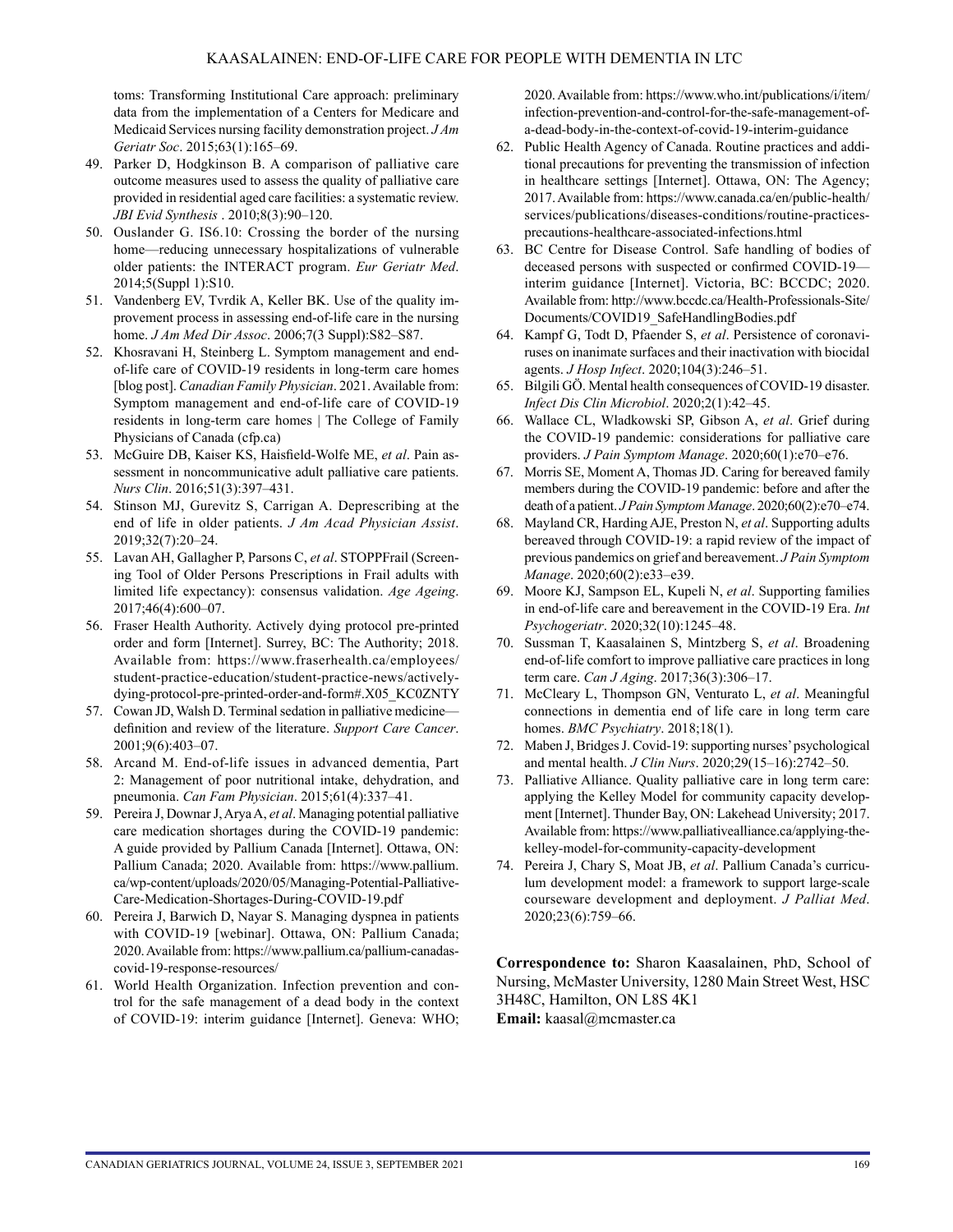toms: Transforming Institutional Care approach: preliminary data from the implementation of a Centers for Medicare and Medicaid Services nursing facility demonstration project. *J Am Geriatr Soc*. 2015;63(1):165–69.

49. Parker D, Hodgkinson B. A comparison of palliative care outcome measures used to assess the quality of palliative care provided in residential aged care facilities: a systematic review. *JBI Evid Synthesis* . 2010;8(3):90–120.
50. Ouslander G. IS6.10: Crossing the border of the nursing home—reducing unnecessary hospitalizations of vulnerable older patients: the INTERACT program. *Eur Geriatr Med*. 2014;5(Suppl 1):S10.
51. Vandenberg EV, Tvrdik A, Keller BK. Use of the quality improvement process in assessing end-of-life care in the nursing home. *J Am Med Dir Assoc*. 2006;7(3 Suppl):S82–S87.
52. Khosravani H, Steinberg L. Symptom management and end-of-life care of COVID-19 residents in long-term care homes [blog post]. *Canadian Family Physician*. 2021. Available from: Symptom management and end-of-life care of COVID-19 residents in long-term care homes | The College of Family Physicians of Canada (cfp.ca)
53. McGuire DB, Kaiser KS, Haisfield-Wolfe ME, *et al*. Pain assessment in noncommunicative adult palliative care patients. *Nurs Clin*. 2016;51(3):397–431.
54. Stinson MJ, Gurevitz S, Carrigan A. Deprescribing at the end of life in older patients. *J Am Acad Physician Assist*. 2019;32(7):20–24.
55. Lavan AH, Gallagher P, Parsons C, *et al*. STOPPFrail (Screening Tool of Older Persons Prescriptions in Frail adults with limited life expectancy): consensus validation. *Age Ageing*. 2017;46(4):600–07.
56. Fraser Health Authority. Actively dying protocol pre-printed order and form [Internet]. Surrey, BC: The Authority; 2018. Available from: https://www.fraserhealth.ca/employees/student-practice-education/student-practice-news/actively-dying-protocol-pre-printed-order-and-form#.X05_KC0ZNTY
57. Cowan JD, Walsh D. Terminal sedation in palliative medicine—definition and review of the literature. *Support Care Cancer*. 2001;9(6):403–07.
58. Arcand M. End-of-life issues in advanced dementia, Part 2: Management of poor nutritional intake, dehydration, and pneumonia. *Can Fam Physician*. 2015;61(4):337–41.
59. Pereira J, Downar J, Arya A, *et al*. Managing potential palliative care medication shortages during the COVID-19 pandemic: A guide provided by Pallium Canada [Internet]. Ottawa, ON: Pallium Canada; 2020. Available from: https://www.pallium.ca/wp-content/uploads/2020/05/Managing-Potential-Palliative-Care-Medication-Shortages-During-COVID-19.pdf
60. Pereira J, Barwich D, Nayar S. Managing dyspnea in patients with COVID-19 [webinar]. Ottawa, ON: Pallium Canada; 2020. Available from: https://www.pallium.ca/pallium-canadas-covid-19-response-resources/
61. World Health Organization. Infection prevention and control for the safe management of a dead body in the context of COVID-19: interim guidance [Internet]. Geneva: WHO; 2020. Available from: https://www.who.int/publications/i/item/infection-prevention-and-control-for-the-safe-management-of-a-dead-body-in-the-context-of-covid-19-interim-guidance
62. Public Health Agency of Canada. Routine practices and additional precautions for preventing the transmission of infection in healthcare settings [Internet]. Ottawa, ON: The Agency; 2017. Available from: https://www.canada.ca/en/public-health/services/publications/diseases-conditions/routine-practices-precautions-healthcare-associated-infections.html
63. BC Centre for Disease Control. Safe handling of bodies of deceased persons with suspected or confirmed COVID-19—interim guidance [Internet]. Victoria, BC: BCCDC; 2020. Available from: http://www.bccdc.ca/Health-Professionals-Site/Documents/COVID19_SafeHandlingBodies.pdf
64. Kampf G, Todt D, Pfaender S, *et al*. Persistence of coronaviruses on inanimate surfaces and their inactivation with biocidal agents. *J Hosp Infect*. 2020;104(3):246–51.
65. Bilgili GÖ. Mental health consequences of COVID-19 disaster. *Infect Dis Clin Microbiol*. 2020;2(1):42–45.
66. Wallace CL, Wladkowski SP, Gibson A, *et al*. Grief during the COVID-19 pandemic: considerations for palliative care providers. *J Pain Symptom Manage*. 2020;60(1):e70–e76.
67. Morris SE, Moment A, Thomas JD. Caring for bereaved family members during the COVID-19 pandemic: before and after the death of a patient. *J Pain Symptom Manage*. 2020;60(2):e70–e74.
68. Mayland CR, Harding AJE, Preston N, *et al*. Supporting adults bereaved through COVID-19: a rapid review of the impact of previous pandemics on grief and bereavement. *J Pain Symptom Manage*. 2020;60(2):e33–e39.
69. Moore KJ, Sampson EL, Kupeli N, *et al*. Supporting families in end-of-life care and bereavement in the COVID-19 Era. *Int Psychogeriatr*. 2020;32(10):1245–48.
70. Sussman T, Kaasalainen S, Mintzberg S, *et al*. Broadening end-of-life comfort to improve palliative care practices in long term care. *Can J Aging*. 2017;36(3):306–17.
71. McCleary L, Thompson GN, Venturato L, *et al*. Meaningful connections in dementia end of life care in long term care homes. *BMC Psychiatry*. 2018;18(1).
72. Maben J, Bridges J. Covid-19: supporting nurses' psychological and mental health. *J Clin Nurs*. 2020;29(15–16):2742–50.
73. Palliative Alliance. Quality palliative care in long term care: applying the Kelley Model for community capacity development [Internet]. Thunder Bay, ON: Lakehead University; 2017. Available from: https://www.palliativealliance.ca/applying-the-kelley-model-for-community-capacity-development
74. Pereira J, Chary S, Moat JB, *et al*. Pallium Canada's curriculum development model: a framework to support large-scale courseware development and deployment. *J Palliat Med*. 2020;23(6):759–66.

**Correspondence to:** Sharon Kaasalainen, PhD, School of Nursing, McMaster University, 1280 Main Street West, HSC 3H48C, Hamilton, ON L8S 4K1
**Email:** kaasal@mcmaster.ca